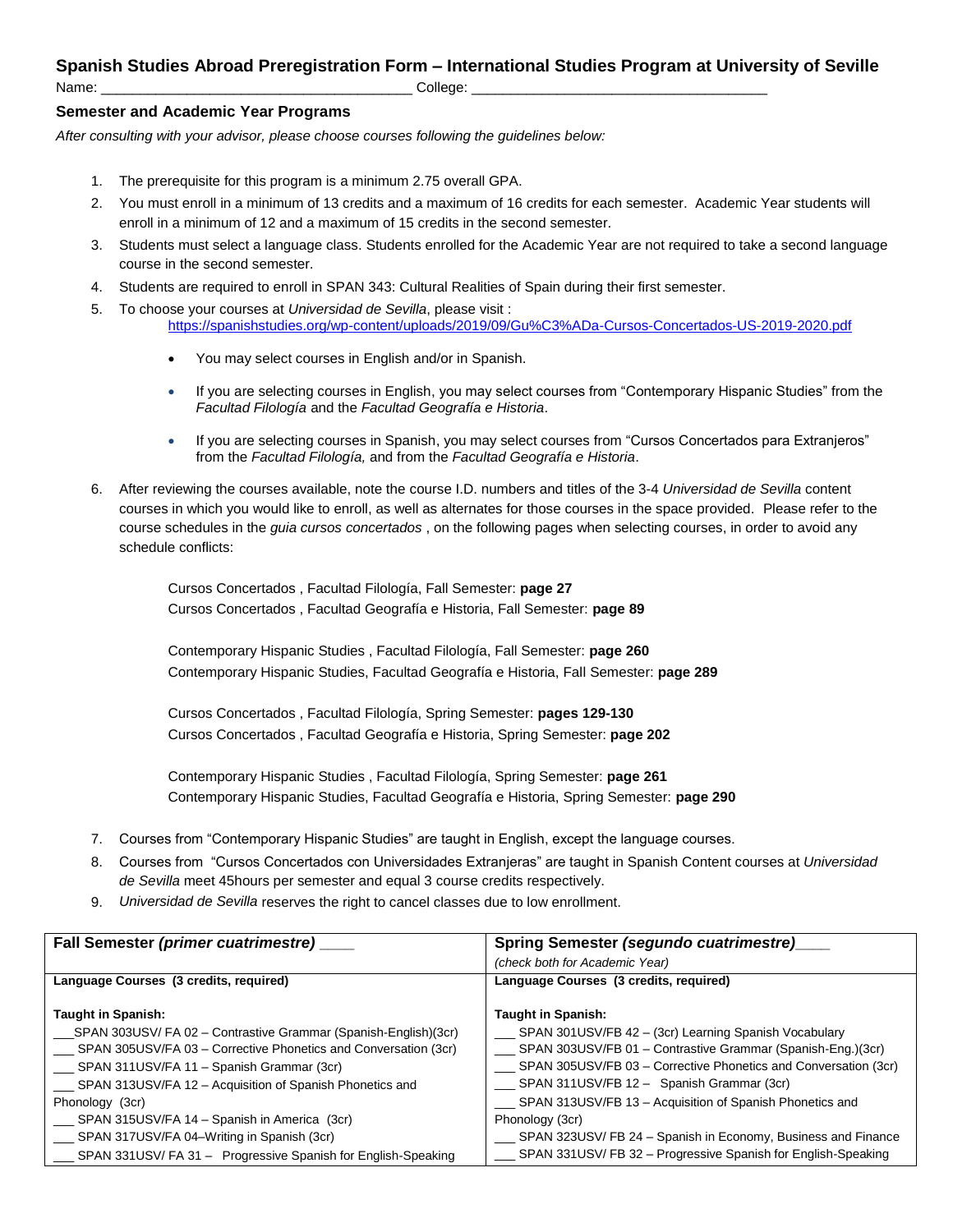## Spanish Studies Abroad Preregistration Form – International Studies Program at University of Seville

Name: ______________________________________ College: ____________________________________

### Semester and Academic Year Programs

*After consulting with your advisor, please choose courses following the guidelines below:*

1. The prerequisite for this program is a minimum 2.75 overall GPA.
2. You must enroll in a minimum of 13 credits and a maximum of 16 credits for each semester. Academic Year students will enroll in a minimum of 12 and a maximum of 15 credits in the second semester.
3. Students must select a language class. Students enrolled for the Academic Year are not required to take a second language course in the second semester.
4. Students are required to enroll in SPAN 343: Cultural Realities of Spain during their first semester.
5. To choose your courses at *Universidad de Sevilla*, please visit :
   https://spanishstudies.org/wp-content/uploads/2019/09/Gu%C3%ADa-Cursos-Concertados-US-2019-2020.pdf
   - You may select courses in English and/or in Spanish.
   - If you are selecting courses in English, you may select courses from "Contemporary Hispanic Studies" from the *Facultad Filología* and the *Facultad Geografía e Historia*.
   - If you are selecting courses in Spanish, you may select courses from "Cursos Concertados para Extranjeros" from the *Facultad Filología,* and from the *Facultad Geografía e Historia*.
6. After reviewing the courses available, note the course I.D. numbers and titles of the 3-4 *Universidad de Sevilla* content courses in which you would like to enroll, as well as alternates for those courses in the space provided. Please refer to the course schedules in the *guia cursos concertados* , on the following pages when selecting courses, in order to avoid any schedule conflicts:

   Cursos Concertados , Facultad Filología, Fall Semester: **page 27**
   Cursos Concertados , Facultad Geografía e Historia, Fall Semester: **page 89**

   Contemporary Hispanic Studies , Facultad Filología, Fall Semester: **page 260**
   Contemporary Hispanic Studies, Facultad Geografía e Historia, Fall Semester: **page 289**

   Cursos Concertados , Facultad Filología, Spring Semester: **pages 129-130**
   Cursos Concertados , Facultad Geografía e Historia, Spring Semester: **page 202**

   Contemporary Hispanic Studies , Facultad Filología, Spring Semester: **page 261**
   Contemporary Hispanic Studies, Facultad Geografía e Historia, Spring Semester: **page 290**

7. Courses from "Contemporary Hispanic Studies" are taught in English, except the language courses.
8. Courses from "Cursos Concertados con Universidades Extranjeras" are taught in Spanish Content courses at *Universidad de Sevilla* meet 45hours per semester and equal 3 course credits respectively.
9. *Universidad de Sevilla* reserves the right to cancel classes due to low enrollment.

| **Fall Semester *(primer cuatrimestre)* ____** | **Spring Semester *(segundo cuatrimestre)*____** *(check both for Academic Year)* |
|---|---|
| **Language Courses (3 credits, required)** | **Language Courses (3 credits, required)** |
| **Taught in Spanish:** | **Taught in Spanish:** |
| ___SPAN 303USV/ FA 02 – Contrastive Grammar (Spanish-English)(3cr) | ___ SPAN 301USV/FB 42 – (3cr) Learning Spanish Vocabulary |
| ___ SPAN 305USV/FA 03 – Corrective Phonetics and Conversation (3cr) | ___ SPAN 303USV/FB 01 – Contrastive Grammar (Spanish-Eng.)(3cr) |
| ___ SPAN 311USV/FA 11 – Spanish Grammar (3cr) | ___ SPAN 305USV/FB 03 – Corrective Phonetics and Conversation (3cr) |
| ___ SPAN 313USV/FA 12 – Acquisition of Spanish Phonetics and Phonology (3cr) | ___ SPAN 311USV/FB 12 – Spanish Grammar (3cr) |
| ___ SPAN 315USV/FA 14 – Spanish in America (3cr) | ___ SPAN 313USV/FB 13 – Acquisition of Spanish Phonetics and Phonology (3cr) |
| ___ SPAN 317USV/FA 04–Writing in Spanish (3cr) | ___ SPAN 323USV/ FB 24 – Spanish in Economy, Business and Finance |
| ___ SPAN 331USV/ FA 31 – Progressive Spanish for English-Speaking | ___ SPAN 331USV/ FB 32 – Progressive Spanish for English-Speaking |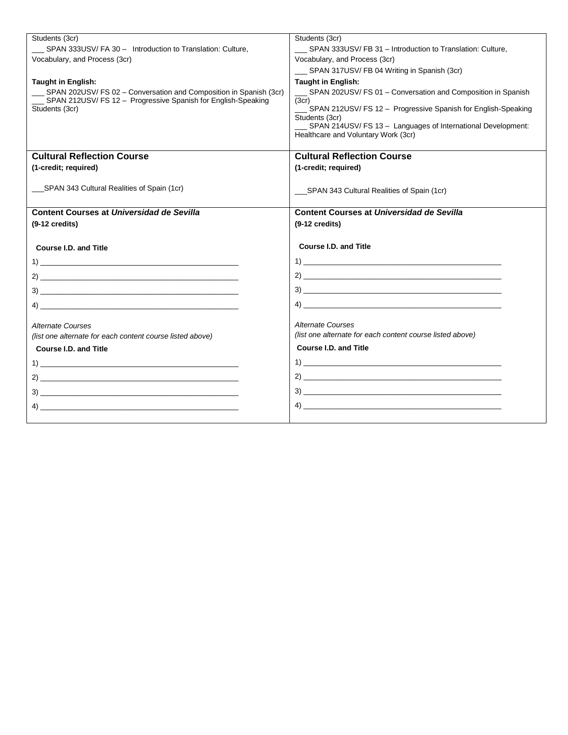| | |
|---|---|
| Students (3cr)<br>___ SPAN 333USV/ FA 30 – Introduction to Translation: Culture, Vocabulary, and Process (3cr)<br><br>**Taught in English:**<br>___ SPAN 202USV/ FS 02 – Conversation and Composition in Spanish (3cr)<br>___ SPAN 212USV/ FS 12 – Progressive Spanish for English-Speaking Students (3cr) | Students (3cr)<br>___ SPAN 333USV/ FB 31 – Introduction to Translation: Culture, Vocabulary, and Process (3cr)<br>___ SPAN 317USV/ FB 04 Writing in Spanish (3cr)<br>**Taught in English:**<br>___ SPAN 202USV/ FS 01 – Conversation and Composition in Spanish (3cr)<br>___ SPAN 212USV/ FS 12 – Progressive Spanish for English-Speaking Students (3cr)<br>___ SPAN 214USV/ FS 13 – Languages of International Development: Healthcare and Voluntary Work (3cr) |
| **Cultural Reflection Course**<br>**(1-credit; required)**<br><br>___SPAN 343 Cultural Realities of Spain (1cr) | **Cultural Reflection Course**<br>**(1-credit; required)**<br><br>___SPAN 343 Cultural Realities of Spain (1cr) |
| **Content Courses at *Universidad de Sevilla***<br>**(9-12 credits)**<br><br>**Course I.D. and Title**<br>1) ____________________<br>2) ____________________<br>3) ____________________<br>4) ____________________<br><br>*Alternate Courses*<br>*(list one alternate for each content course listed above)*<br>**Course I.D. and Title**<br>1) ____________________<br>2) ____________________<br>3) ____________________<br>4) ____________________ | **Content Courses at *Universidad de Sevilla***<br>**(9-12 credits)**<br><br>**Course I.D. and Title**<br>1) ____________________<br>2) ____________________<br>3) ____________________<br>4) ____________________<br><br>*Alternate Courses*<br>*(list one alternate for each content course listed above)*<br>**Course I.D. and Title**<br>1) ____________________<br>2) ____________________<br>3) ____________________<br>4) ____________________ |